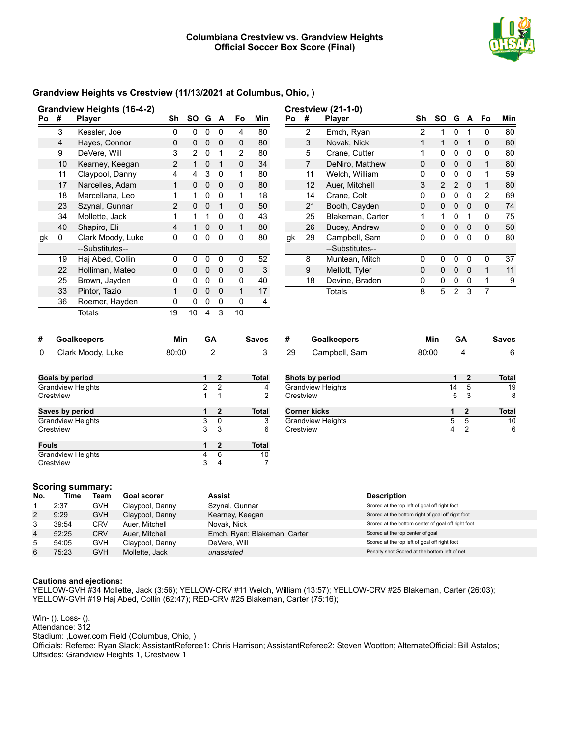# Columbiana Crestview vs. Grandview Heights
## Official Soccer Box Score (Final)

## Grandview Heights vs Crestview (11/13/2021 at Columbus, Ohio, )

### Grandview Heights (16-4-2)

| Po | # | Player | Sh | SO | G | A | Fo | Min |
|---|---|---|---|---|---|---|---|---|
| | 3 | Kessler, Joe | 0 | 0 | 0 | 0 | 4 | 80 |
| | 4 | Hayes, Connor | 0 | 0 | 0 | 0 | 0 | 80 |
| | 9 | DeVere, Will | 3 | 2 | 0 | 1 | 2 | 80 |
| | 10 | Kearney, Keegan | 2 | 1 | 0 | 1 | 0 | 34 |
| | 11 | Claypool, Danny | 4 | 4 | 3 | 0 | 1 | 80 |
| | 17 | Narcelles, Adam | 1 | 0 | 0 | 0 | 0 | 80 |
| | 18 | Marcellana, Leo | 1 | 1 | 0 | 0 | 1 | 18 |
| | 23 | Szynal, Gunnar | 2 | 0 | 0 | 1 | 0 | 50 |
| | 34 | Mollette, Jack | 1 | 1 | 1 | 0 | 0 | 43 |
| | 40 | Shapiro, Eli | 4 | 1 | 0 | 0 | 1 | 80 |
| gk | 0 | Clark Moody, Luke | 0 | 0 | 0 | 0 | 0 | 80 |
| | | --Substitutes-- | | | | | | |
| | 19 | Haj Abed, Collin | 0 | 0 | 0 | 0 | 0 | 52 |
| | 22 | Holliman, Mateo | 0 | 0 | 0 | 0 | 0 | 3 |
| | 25 | Brown, Jayden | 0 | 0 | 0 | 0 | 0 | 40 |
| | 33 | Pintor, Tazio | 1 | 0 | 0 | 0 | 1 | 17 |
| | 36 | Roemer, Hayden | 0 | 0 | 0 | 0 | 0 | 4 |
| | | Totals | 19 | 10 | 4 | 3 | 10 | |

### Crestview (21-1-0)

| Po | # | Player | Sh | SO | G | A | Fo | Min |
|---|---|---|---|---|---|---|---|---|
| | 2 | Emch, Ryan | 2 | 1 | 0 | 1 | 0 | 80 |
| | 3 | Novak, Nick | 1 | 1 | 0 | 1 | 0 | 80 |
| | 5 | Crane, Cutter | 1 | 0 | 0 | 0 | 0 | 80 |
| | 7 | DeNiro, Matthew | 0 | 0 | 0 | 0 | 1 | 80 |
| | 11 | Welch, William | 0 | 0 | 0 | 0 | 1 | 59 |
| | 12 | Auer, Mitchell | 3 | 2 | 2 | 0 | 1 | 80 |
| | 14 | Crane, Colt | 0 | 0 | 0 | 0 | 2 | 69 |
| | 21 | Booth, Cayden | 0 | 0 | 0 | 0 | 0 | 74 |
| | 25 | Blakeman, Carter | 1 | 1 | 0 | 1 | 0 | 75 |
| | 26 | Bucey, Andrew | 0 | 0 | 0 | 0 | 0 | 50 |
| gk | 29 | Campbell, Sam | 0 | 0 | 0 | 0 | 0 | 80 |
| | | --Substitutes-- | | | | | | |
| | 8 | Muntean, Mitch | 0 | 0 | 0 | 0 | 0 | 37 |
| | 9 | Mellott, Tyler | 0 | 0 | 0 | 0 | 1 | 11 |
| | 18 | Devine, Braden | 0 | 0 | 0 | 0 | 1 | 9 |
| | | Totals | 8 | 5 | 2 | 3 | 7 | |

| # | Goalkeepers | Min | GA | Saves |
|---|---|---|---|---|
| 0 | Clark Moody, Luke | 80:00 | 2 | 3 |

| # | Goalkeepers | Min | GA | Saves |
|---|---|---|---|---|
| 29 | Campbell, Sam | 80:00 | 4 | 6 |

| Goals by period | 1 | 2 | Total |
|---|---|---|---|
| Grandview Heights | 2 | 2 | 4 |
| Crestview | 1 | 1 | 2 |

| Shots by period | 1 | 2 | Total |
|---|---|---|---|
| Grandview Heights | 14 | 5 | 19 |
| Crestview | 5 | 3 | 8 |

| Saves by period | 1 | 2 | Total |
|---|---|---|---|
| Grandview Heights | 3 | 0 | 3 |
| Crestview | 3 | 3 | 6 |

| Corner kicks | 1 | 2 | Total |
|---|---|---|---|
| Grandview Heights | 5 | 5 | 10 |
| Crestview | 4 | 2 | 6 |

| Fouls | 1 | 2 | Total |
|---|---|---|---|
| Grandview Heights | 4 | 6 | 10 |
| Crestview | 3 | 4 | 7 |

### Scoring summary:

| No. | Time | Team | Goal scorer | Assist | Description |
|---|---|---|---|---|---|
| 1 | 2:37 | GVH | Claypool, Danny | Szynal, Gunnar | Scored at the top left of goal off right foot |
| 2 | 9:29 | GVH | Claypool, Danny | Kearney, Keegan | Scored at the bottom right of goal off right foot |
| 3 | 39:54 | CRV | Auer, Mitchell | Novak, Nick | Scored at the bottom center of goal off right foot |
| 4 | 52:25 | CRV | Auer, Mitchell | Emch, Ryan; Blakeman, Carter | Scored at the top center of goal |
| 5 | 54:05 | GVH | Claypool, Danny | DeVere, Will | Scored at the top left of goal off right foot |
| 6 | 75:23 | GVH | Mollette, Jack | *unassisted* | Penalty shot Scored at the bottom left of net |

**Cautions and ejections:**
YELLOW-GVH #34 Mollette, Jack (3:56); YELLOW-CRV #11 Welch, William (13:57); YELLOW-CRV #25 Blakeman, Carter (26:03); YELLOW-GVH #19 Haj Abed, Collin (62:47); RED-CRV #25 Blakeman, Carter (75:16);

Win- (). Loss- ().
Attendance: 312
Stadium: ,Lower.com Field (Columbus, Ohio, )
Officials: Referee: Ryan Slack; AssistantReferee1: Chris Harrison; AssistantReferee2: Steven Wootton; AlternateOfficial: Bill Astalos;
Offsides: Grandview Heights 1, Crestview 1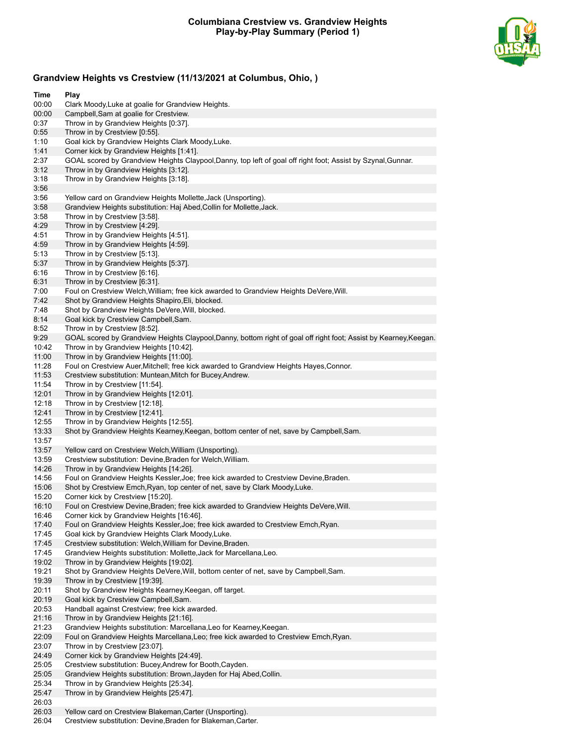# Columbiana Crestview vs. Grandview Heights
# Play-by-Play Summary (Period 1)

## Grandview Heights vs Crestview (11/13/2021 at Columbus, Ohio, )

| Time | Play |
|---|---|
| 00:00 | Clark Moody,Luke at goalie for Grandview Heights. |
| 00:00 | Campbell,Sam at goalie for Crestview. |
| 0:37 | Throw in by Grandview Heights [0:37]. |
| 0:55 | Throw in by Crestview [0:55]. |
| 1:10 | Goal kick by Grandview Heights Clark Moody,Luke. |
| 1:41 | Corner kick by Grandview Heights [1:41]. |
| 2:37 | GOAL scored by Grandview Heights Claypool,Danny, top left of goal off right foot; Assist by Szynal,Gunnar. |
| 3:12 | Throw in by Grandview Heights [3:12]. |
| 3:18 | Throw in by Grandview Heights [3:18]. |
| 3:56 | |
| 3:56 | Yellow card on Grandview Heights Mollette,Jack (Unsporting). |
| 3:58 | Grandview Heights substitution: Haj Abed,Collin for Mollette,Jack. |
| 3:58 | Throw in by Crestview [3:58]. |
| 4:29 | Throw in by Crestview [4:29]. |
| 4:51 | Throw in by Grandview Heights [4:51]. |
| 4:59 | Throw in by Grandview Heights [4:59]. |
| 5:13 | Throw in by Crestview [5:13]. |
| 5:37 | Throw in by Grandview Heights [5:37]. |
| 6:16 | Throw in by Crestview [6:16]. |
| 6:31 | Throw in by Crestview [6:31]. |
| 7:00 | Foul on Crestview Welch,William; free kick awarded to Grandview Heights DeVere,Will. |
| 7:42 | Shot by Grandview Heights Shapiro,Eli, blocked. |
| 7:48 | Shot by Grandview Heights DeVere,Will, blocked. |
| 8:14 | Goal kick by Crestview Campbell,Sam. |
| 8:52 | Throw in by Crestview [8:52]. |
| 9:29 | GOAL scored by Grandview Heights Claypool,Danny, bottom right of goal off right foot; Assist by Kearney,Keegan. |
| 10:42 | Throw in by Grandview Heights [10:42]. |
| 11:00 | Throw in by Grandview Heights [11:00]. |
| 11:28 | Foul on Crestview Auer,Mitchell; free kick awarded to Grandview Heights Hayes,Connor. |
| 11:53 | Crestview substitution: Muntean,Mitch for Bucey,Andrew. |
| 11:54 | Throw in by Crestview [11:54]. |
| 12:01 | Throw in by Grandview Heights [12:01]. |
| 12:18 | Throw in by Crestview [12:18]. |
| 12:41 | Throw in by Crestview [12:41]. |
| 12:55 | Throw in by Grandview Heights [12:55]. |
| 13:33 | Shot by Grandview Heights Kearney,Keegan, bottom center of net, save by Campbell,Sam. |
| 13:57 | |
| 13:57 | Yellow card on Crestview Welch,William (Unsporting). |
| 13:59 | Crestview substitution: Devine,Braden for Welch,William. |
| 14:26 | Throw in by Grandview Heights [14:26]. |
| 14:56 | Foul on Grandview Heights Kessler,Joe; free kick awarded to Crestview Devine,Braden. |
| 15:06 | Shot by Crestview Emch,Ryan, top center of net, save by Clark Moody,Luke. |
| 15:20 | Corner kick by Crestview [15:20]. |
| 16:10 | Foul on Crestview Devine,Braden; free kick awarded to Grandview Heights DeVere,Will. |
| 16:46 | Corner kick by Grandview Heights [16:46]. |
| 17:40 | Foul on Grandview Heights Kessler,Joe; free kick awarded to Crestview Emch,Ryan. |
| 17:45 | Goal kick by Grandview Heights Clark Moody,Luke. |
| 17:45 | Crestview substitution: Welch,William for Devine,Braden. |
| 17:45 | Grandview Heights substitution: Mollette,Jack for Marcellana,Leo. |
| 19:02 | Throw in by Grandview Heights [19:02]. |
| 19:21 | Shot by Grandview Heights DeVere,Will, bottom center of net, save by Campbell,Sam. |
| 19:39 | Throw in by Crestview [19:39]. |
| 20:11 | Shot by Grandview Heights Kearney,Keegan, off target. |
| 20:19 | Goal kick by Crestview Campbell,Sam. |
| 20:53 | Handball against Crestview; free kick awarded. |
| 21:16 | Throw in by Grandview Heights [21:16]. |
| 21:23 | Grandview Heights substitution: Marcellana,Leo for Kearney,Keegan. |
| 22:09 | Foul on Grandview Heights Marcellana,Leo; free kick awarded to Crestview Emch,Ryan. |
| 23:07 | Throw in by Crestview [23:07]. |
| 24:49 | Corner kick by Grandview Heights [24:49]. |
| 25:05 | Crestview substitution: Bucey,Andrew for Booth,Cayden. |
| 25:05 | Grandview Heights substitution: Brown,Jayden for Haj Abed,Collin. |
| 25:34 | Throw in by Grandview Heights [25:34]. |
| 25:47 | Throw in by Grandview Heights [25:47]. |
| 26:03 | |
| 26:03 | Yellow card on Crestview Blakeman,Carter (Unsporting). |
| 26:04 | Crestview substitution: Devine,Braden for Blakeman,Carter. |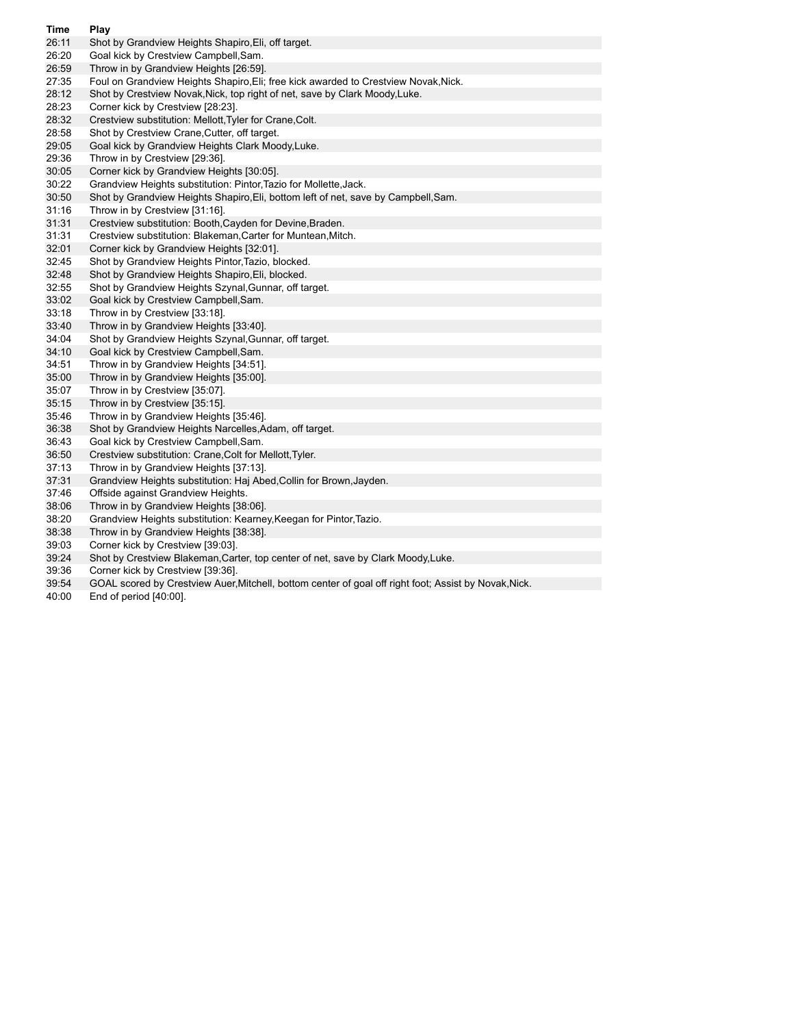| Time | Play |
| --- | --- |
| 26:11 | Shot by Grandview Heights Shapiro,Eli, off target. |
| 26:20 | Goal kick by Crestview Campbell,Sam. |
| 26:59 | Throw in by Grandview Heights [26:59]. |
| 27:35 | Foul on Grandview Heights Shapiro,Eli; free kick awarded to Crestview Novak,Nick. |
| 28:12 | Shot by Crestview Novak,Nick, top right of net, save by Clark Moody,Luke. |
| 28:23 | Corner kick by Crestview [28:23]. |
| 28:32 | Crestview substitution: Mellott,Tyler for Crane,Colt. |
| 28:58 | Shot by Crestview Crane,Cutter, off target. |
| 29:05 | Goal kick by Grandview Heights Clark Moody,Luke. |
| 29:36 | Throw in by Crestview [29:36]. |
| 30:05 | Corner kick by Grandview Heights [30:05]. |
| 30:22 | Grandview Heights substitution: Pintor,Tazio for Mollette,Jack. |
| 30:50 | Shot by Grandview Heights Shapiro,Eli, bottom left of net, save by Campbell,Sam. |
| 31:16 | Throw in by Crestview [31:16]. |
| 31:31 | Crestview substitution: Booth,Cayden for Devine,Braden. |
| 31:31 | Crestview substitution: Blakeman,Carter for Muntean,Mitch. |
| 32:01 | Corner kick by Grandview Heights [32:01]. |
| 32:45 | Shot by Grandview Heights Pintor,Tazio, blocked. |
| 32:48 | Shot by Grandview Heights Shapiro,Eli, blocked. |
| 32:55 | Shot by Grandview Heights Szynal,Gunnar, off target. |
| 33:02 | Goal kick by Crestview Campbell,Sam. |
| 33:18 | Throw in by Crestview [33:18]. |
| 33:40 | Throw in by Grandview Heights [33:40]. |
| 34:04 | Shot by Grandview Heights Szynal,Gunnar, off target. |
| 34:10 | Goal kick by Crestview Campbell,Sam. |
| 34:51 | Throw in by Grandview Heights [34:51]. |
| 35:00 | Throw in by Grandview Heights [35:00]. |
| 35:07 | Throw in by Crestview [35:07]. |
| 35:15 | Throw in by Crestview [35:15]. |
| 35:46 | Throw in by Grandview Heights [35:46]. |
| 36:38 | Shot by Grandview Heights Narcelles,Adam, off target. |
| 36:43 | Goal kick by Crestview Campbell,Sam. |
| 36:50 | Crestview substitution: Crane,Colt for Mellott,Tyler. |
| 37:13 | Throw in by Grandview Heights [37:13]. |
| 37:31 | Grandview Heights substitution: Haj Abed,Collin for Brown,Jayden. |
| 37:46 | Offside against Grandview Heights. |
| 38:06 | Throw in by Grandview Heights [38:06]. |
| 38:20 | Grandview Heights substitution: Kearney,Keegan for Pintor,Tazio. |
| 38:38 | Throw in by Grandview Heights [38:38]. |
| 39:03 | Corner kick by Crestview [39:03]. |
| 39:24 | Shot by Crestview Blakeman,Carter, top center of net, save by Clark Moody,Luke. |
| 39:36 | Corner kick by Crestview [39:36]. |
| 39:54 | GOAL scored by Crestview Auer,Mitchell, bottom center of goal off right foot; Assist by Novak,Nick. |
| 40:00 | End of period [40:00]. |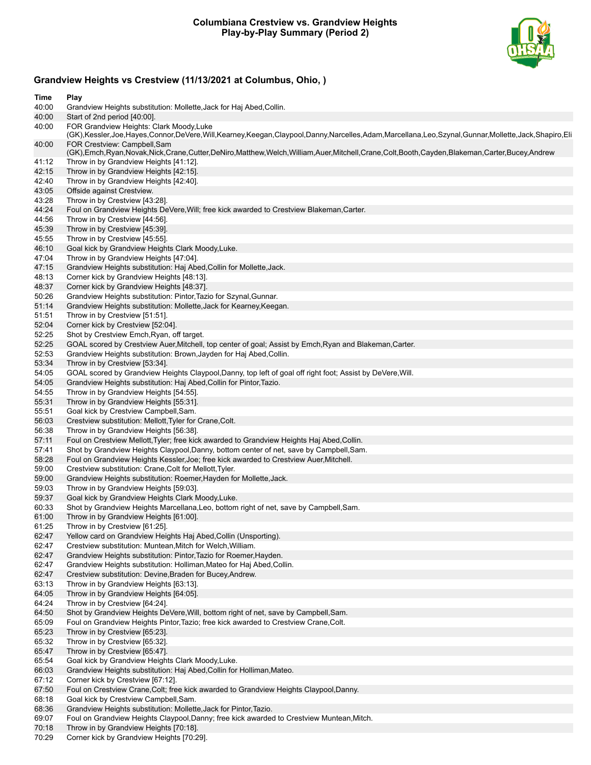# Columbiana Crestview vs. Grandview Heights
## Play-by-Play Summary (Period 2)

### Grandview Heights vs Crestview (11/13/2021 at Columbus, Ohio, )

| Time | Play |
| --- | --- |
| 40:00 | Grandview Heights substitution: Mollette,Jack for Haj Abed,Collin. |
| 40:00 | Start of 2nd period [40:00]. |
| 40:00 | FOR Grandview Heights: Clark Moody,Luke (GK),Kessler,Joe,Hayes,Connor,DeVere,Will,Kearney,Keegan,Claypool,Danny,Narcelles,Adam,Marcellana,Leo,Szynal,Gunnar,Mollette,Jack,Shapiro,Eli |
| 40:00 | FOR Crestview: Campbell,Sam (GK),Emch,Ryan,Novak,Nick,Crane,Cutter,DeNiro,Matthew,Welch,William,Auer,Mitchell,Crane,Colt,Booth,Cayden,Blakeman,Carter,Bucey,Andrew |
| 41:12 | Throw in by Grandview Heights [41:12]. |
| 42:15 | Throw in by Grandview Heights [42:15]. |
| 42:40 | Throw in by Grandview Heights [42:40]. |
| 43:05 | Offside against Crestview. |
| 43:28 | Throw in by Crestview [43:28]. |
| 44:24 | Foul on Grandview Heights DeVere,Will; free kick awarded to Crestview Blakeman,Carter. |
| 44:56 | Throw in by Crestview [44:56]. |
| 45:39 | Throw in by Crestview [45:39]. |
| 45:55 | Throw in by Crestview [45:55]. |
| 46:10 | Goal kick by Grandview Heights Clark Moody,Luke. |
| 47:04 | Throw in by Grandview Heights [47:04]. |
| 47:15 | Grandview Heights substitution: Haj Abed,Collin for Mollette,Jack. |
| 48:13 | Corner kick by Grandview Heights [48:13]. |
| 48:37 | Corner kick by Grandview Heights [48:37]. |
| 50:26 | Grandview Heights substitution: Pintor,Tazio for Szynal,Gunnar. |
| 51:14 | Grandview Heights substitution: Mollette,Jack for Kearney,Keegan. |
| 51:51 | Throw in by Crestview [51:51]. |
| 52:04 | Corner kick by Crestview [52:04]. |
| 52:25 | Shot by Crestview Emch,Ryan, off target. |
| 52:25 | GOAL scored by Crestview Auer,Mitchell, top center of goal; Assist by Emch,Ryan and Blakeman,Carter. |
| 52:53 | Grandview Heights substitution: Brown,Jayden for Haj Abed,Collin. |
| 53:34 | Throw in by Crestview [53:34]. |
| 54:05 | GOAL scored by Grandview Heights Claypool,Danny, top left of goal off right foot; Assist by DeVere,Will. |
| 54:05 | Grandview Heights substitution: Haj Abed,Collin for Pintor,Tazio. |
| 54:55 | Throw in by Grandview Heights [54:55]. |
| 55:31 | Throw in by Grandview Heights [55:31]. |
| 55:51 | Goal kick by Crestview Campbell,Sam. |
| 56:03 | Crestview substitution: Mellott,Tyler for Crane,Colt. |
| 56:38 | Throw in by Grandview Heights [56:38]. |
| 57:11 | Foul on Crestview Mellott,Tyler; free kick awarded to Grandview Heights Haj Abed,Collin. |
| 57:41 | Shot by Grandview Heights Claypool,Danny, bottom center of net, save by Campbell,Sam. |
| 58:28 | Foul on Grandview Heights Kessler,Joe; free kick awarded to Crestview Auer,Mitchell. |
| 59:00 | Crestview substitution: Crane,Colt for Mellott,Tyler. |
| 59:00 | Grandview Heights substitution: Roemer,Hayden for Mollette,Jack. |
| 59:03 | Throw in by Grandview Heights [59:03]. |
| 59:37 | Goal kick by Grandview Heights Clark Moody,Luke. |
| 60:33 | Shot by Grandview Heights Marcellana,Leo, bottom right of net, save by Campbell,Sam. |
| 61:00 | Throw in by Grandview Heights [61:00]. |
| 61:25 | Throw in by Crestview [61:25]. |
| 62:47 | Yellow card on Grandview Heights Haj Abed,Collin (Unsporting). |
| 62:47 | Crestview substitution: Muntean,Mitch for Welch,William. |
| 62:47 | Grandview Heights substitution: Pintor,Tazio for Roemer,Hayden. |
| 62:47 | Grandview Heights substitution: Holliman,Mateo for Haj Abed,Collin. |
| 62:47 | Crestview substitution: Devine,Braden for Bucey,Andrew. |
| 63:13 | Throw in by Grandview Heights [63:13]. |
| 64:05 | Throw in by Grandview Heights [64:05]. |
| 64:24 | Throw in by Crestview [64:24]. |
| 64:50 | Shot by Grandview Heights DeVere,Will, bottom right of net, save by Campbell,Sam. |
| 65:09 | Foul on Grandview Heights Pintor,Tazio; free kick awarded to Crestview Crane,Colt. |
| 65:23 | Throw in by Crestview [65:23]. |
| 65:32 | Throw in by Crestview [65:32]. |
| 65:47 | Throw in by Crestview [65:47]. |
| 65:54 | Goal kick by Grandview Heights Clark Moody,Luke. |
| 66:03 | Grandview Heights substitution: Haj Abed,Collin for Holliman,Mateo. |
| 67:12 | Corner kick by Crestview [67:12]. |
| 67:50 | Foul on Crestview Crane,Colt; free kick awarded to Grandview Heights Claypool,Danny. |
| 68:18 | Goal kick by Crestview Campbell,Sam. |
| 68:36 | Grandview Heights substitution: Mollette,Jack for Pintor,Tazio. |
| 69:07 | Foul on Grandview Heights Claypool,Danny; free kick awarded to Crestview Muntean,Mitch. |
| 70:18 | Throw in by Grandview Heights [70:18]. |
| 70:29 | Corner kick by Grandview Heights [70:29]. |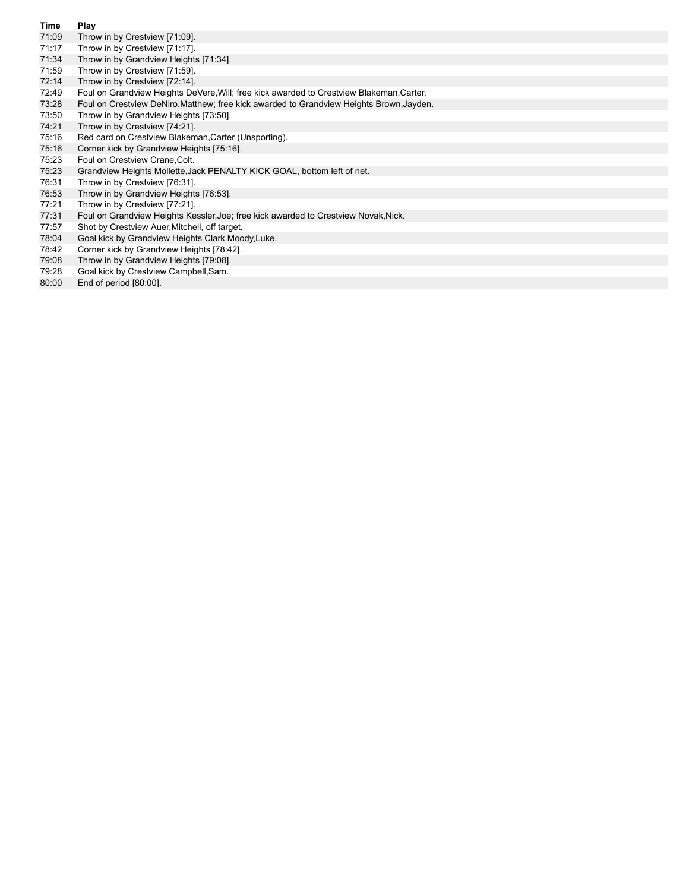| Time | Play |
| --- | --- |
| 71:09 | Throw in by Crestview [71:09]. |
| 71:17 | Throw in by Crestview [71:17]. |
| 71:34 | Throw in by Grandview Heights [71:34]. |
| 71:59 | Throw in by Crestview [71:59]. |
| 72:14 | Throw in by Crestview [72:14]. |
| 72:49 | Foul on Grandview Heights DeVere,Will; free kick awarded to Crestview Blakeman,Carter. |
| 73:28 | Foul on Crestview DeNiro,Matthew; free kick awarded to Grandview Heights Brown,Jayden. |
| 73:50 | Throw in by Grandview Heights [73:50]. |
| 74:21 | Throw in by Crestview [74:21]. |
| 75:16 | Red card on Crestview Blakeman,Carter (Unsporting). |
| 75:16 | Corner kick by Grandview Heights [75:16]. |
| 75:23 | Foul on Crestview Crane,Colt. |
| 75:23 | Grandview Heights Mollette,Jack PENALTY KICK GOAL, bottom left of net. |
| 76:31 | Throw in by Crestview [76:31]. |
| 76:53 | Throw in by Grandview Heights [76:53]. |
| 77:21 | Throw in by Crestview [77:21]. |
| 77:31 | Foul on Grandview Heights Kessler,Joe; free kick awarded to Crestview Novak,Nick. |
| 77:57 | Shot by Crestview Auer,Mitchell, off target. |
| 78:04 | Goal kick by Grandview Heights Clark Moody,Luke. |
| 78:42 | Corner kick by Grandview Heights [78:42]. |
| 79:08 | Throw in by Grandview Heights [79:08]. |
| 79:28 | Goal kick by Crestview Campbell,Sam. |
| 80:00 | End of period [80:00]. |